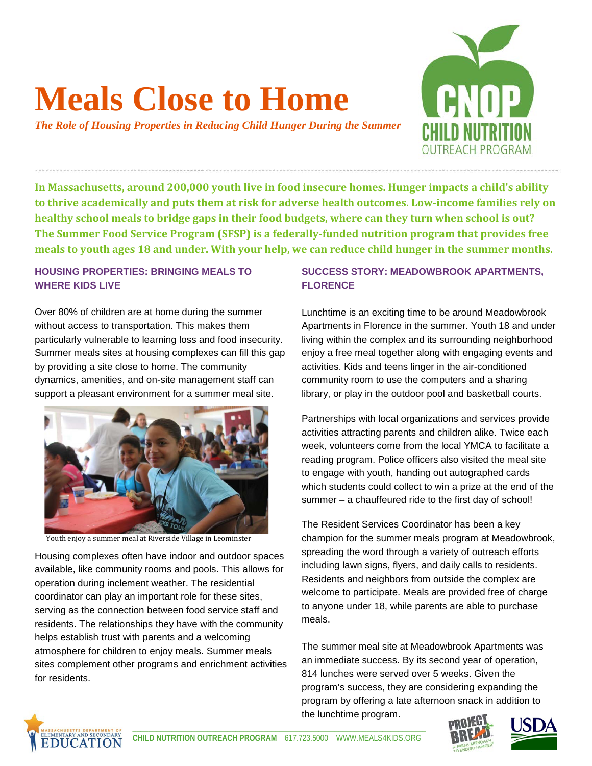# Meals Close to Home

*The Role of Housing Properties in Reducing Child Hunger During the Summer*

CNOP CHILD NUTRITION OUTREACH PROGRAM

**In Massachusetts, around 200,000 youth live in food insecure homes. Hunger impacts a child's ability to thrive academically and puts them at risk for adverse health outcomes. Low-income families rely on healthy school meals to bridge gaps in their food budgets, where can they turn when school is out? The Summer Food Service Program (SFSP) is a federally-funded nutrition program that provides free meals to youth ages 18 and under. With your help, we can reduce child hunger in the summer months.**

## HOUSING PROPERTIES: BRINGING MEALS TO WHERE KIDS LIVE

Over 80% of children are at home during the summer without access to transportation. This makes them particularly vulnerable to learning loss and food insecurity. Summer meals sites at housing complexes can fill this gap by providing a site close to home. The community dynamics, amenities, and on-site management staff can support a pleasant environment for a summer meal site.

Youth enjoy a summer meal at Riverside Village in Leominster

Housing complexes often have indoor and outdoor spaces available, like community rooms and pools. This allows for operation during inclement weather. The residential coordinator can play an important role for these sites, serving as the connection between food service staff and residents. The relationships they have with the community helps establish trust with parents and a welcoming atmosphere for children to enjoy meals. Summer meals sites complement other programs and enrichment activities for residents.

## SUCCESS STORY: MEADOWBROOK APARTMENTS, FLORENCE

Lunchtime is an exciting time to be around Meadowbrook Apartments in Florence in the summer. Youth 18 and under living within the complex and its surrounding neighborhood enjoy a free meal together along with engaging events and activities. Kids and teens linger in the air-conditioned community room to use the computers and a sharing library, or play in the outdoor pool and basketball courts.

Partnerships with local organizations and services provide activities attracting parents and children alike. Twice each week, volunteers come from the local YMCA to facilitate a reading program. Police officers also visited the meal site to engage with youth, handing out autographed cards which students could collect to win a prize at the end of the summer – a chauffeured ride to the first day of school!

The Resident Services Coordinator has been a key champion for the summer meals program at Meadowbrook, spreading the word through a variety of outreach efforts including lawn signs, flyers, and daily calls to residents. Residents and neighbors from outside the complex are welcome to participate. Meals are provided free of charge to anyone under 18, while parents are able to purchase meals.

The summer meal site at Meadowbrook Apartments was an immediate success. By its second year of operation, 814 lunches were served over 5 weeks. Given the program's success, they are considering expanding the program by offering a late afternoon snack in addition to the lunchtime program.

CHILD NUTRITION OUTREACH PROGRAM 617.723.5000 WWW.MEALS4KIDS.ORG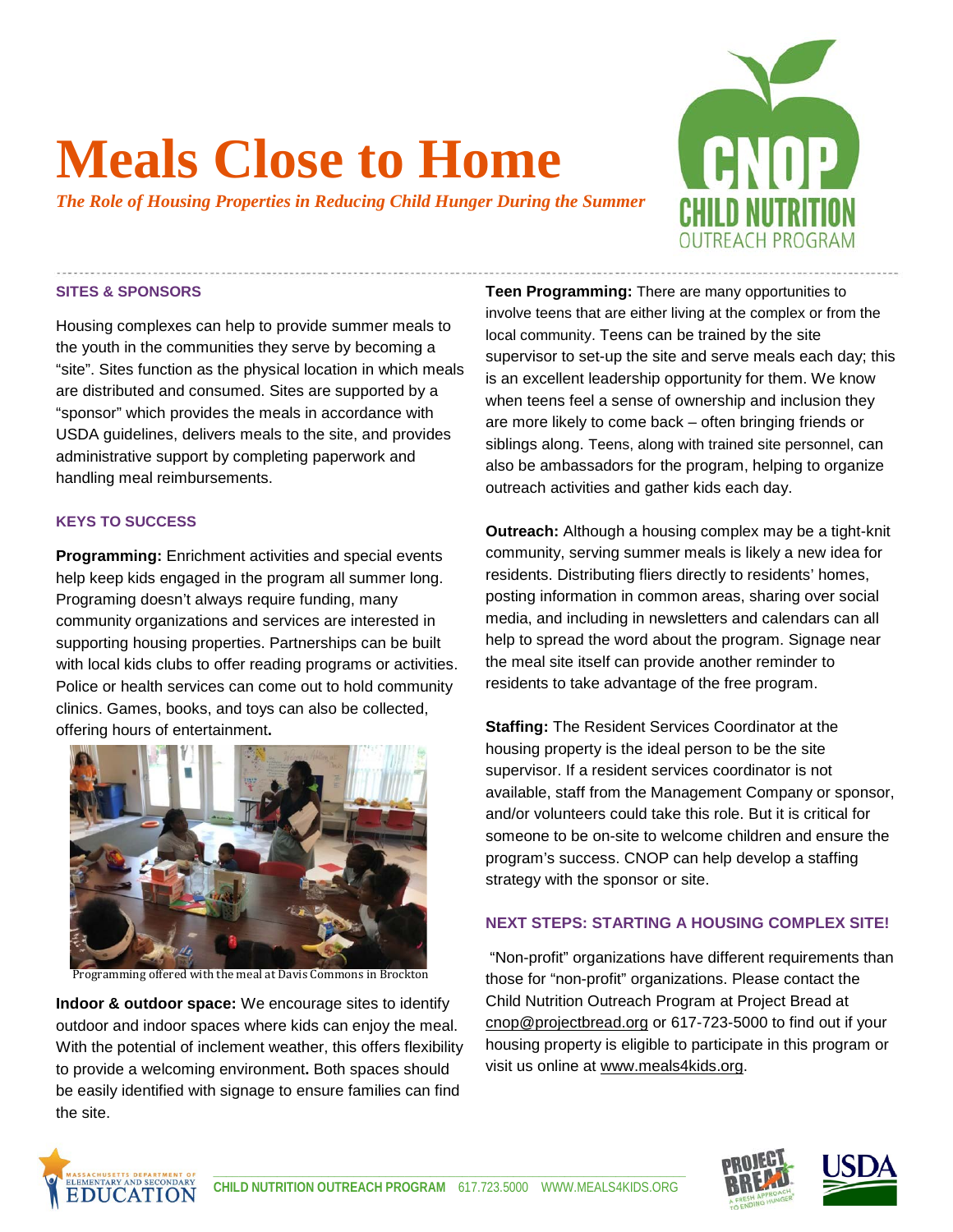# Meals Close to Home

*The Role of Housing Properties in Reducing Child Hunger During the Summer*

CNOP
CHILD NUTRITION
OUTREACH PROGRAM

### SITES & SPONSORS

Housing complexes can help to provide summer meals to the youth in the communities they serve by becoming a "site". Sites function as the physical location in which meals are distributed and consumed. Sites are supported by a "sponsor" which provides the meals in accordance with USDA guidelines, delivers meals to the site, and provides administrative support by completing paperwork and handling meal reimbursements.

### KEYS TO SUCCESS

**Programming:** Enrichment activities and special events help keep kids engaged in the program all summer long. Programing doesn't always require funding, many community organizations and services are interested in supporting housing properties. Partnerships can be built with local kids clubs to offer reading programs or activities. Police or health services can come out to hold community clinics. Games, books, and toys can also be collected, offering hours of entertainment**.**

Programming offered with the meal at Davis Commons in Brockton

**Indoor & outdoor space:** We encourage sites to identify outdoor and indoor spaces where kids can enjoy the meal. With the potential of inclement weather, this offers flexibility to provide a welcoming environment**.** Both spaces should be easily identified with signage to ensure families can find the site.

**Teen Programming:** There are many opportunities to involve teens that are either living at the complex or from the local community. Teens can be trained by the site supervisor to set-up the site and serve meals each day; this is an excellent leadership opportunity for them. We know when teens feel a sense of ownership and inclusion they are more likely to come back – often bringing friends or siblings along. Teens, along with trained site personnel, can also be ambassadors for the program, helping to organize outreach activities and gather kids each day.

**Outreach:** Although a housing complex may be a tight-knit community, serving summer meals is likely a new idea for residents. Distributing fliers directly to residents' homes, posting information in common areas, sharing over social media, and including in newsletters and calendars can all help to spread the word about the program. Signage near the meal site itself can provide another reminder to residents to take advantage of the free program.

**Staffing:** The Resident Services Coordinator at the housing property is the ideal person to be the site supervisor. If a resident services coordinator is not available, staff from the Management Company or sponsor, and/or volunteers could take this role. But it is critical for someone to be on-site to welcome children and ensure the program's success. CNOP can help develop a staffing strategy with the sponsor or site.

### NEXT STEPS: STARTING A HOUSING COMPLEX SITE!

"Non-profit" organizations have different requirements than those for "non-profit" organizations. Please contact the Child Nutrition Outreach Program at Project Bread at cnop@projectbread.org or 617-723-5000 to find out if your housing property is eligible to participate in this program or visit us online at www.meals4kids.org.